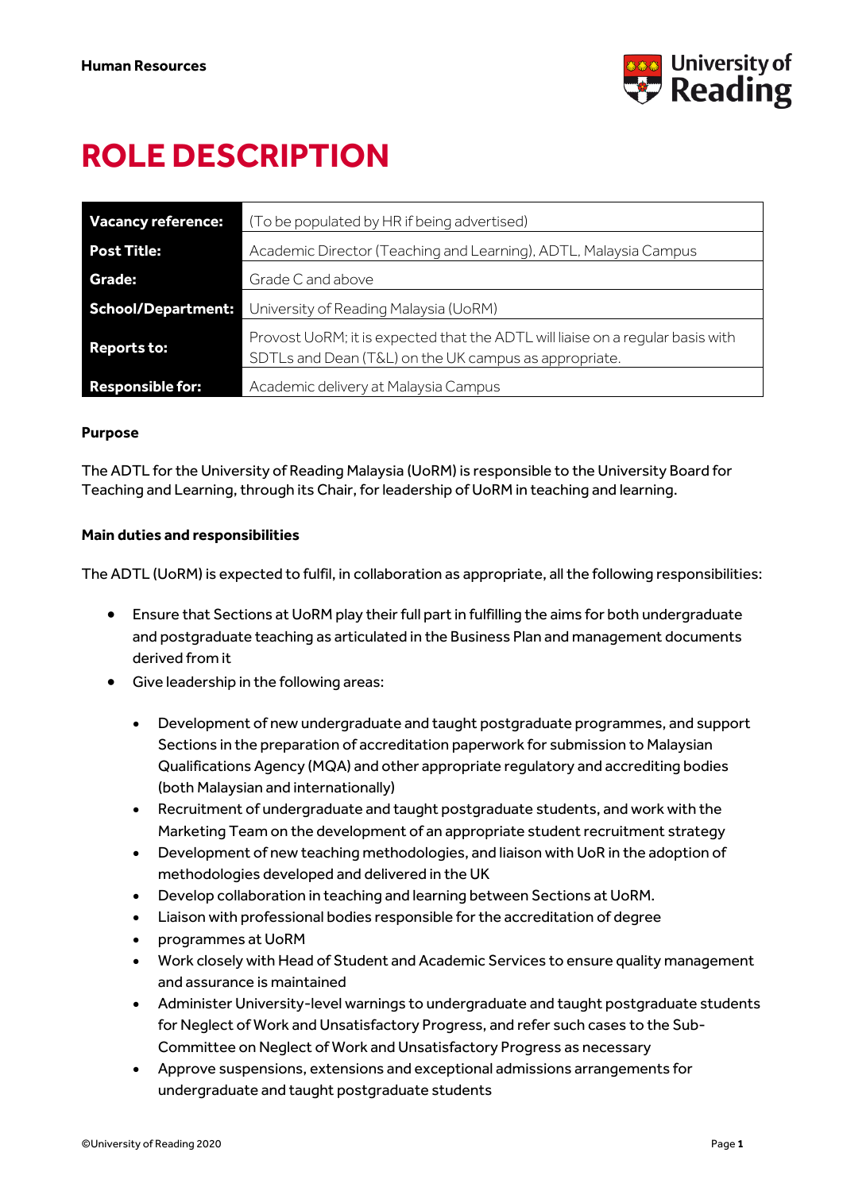Human Resources

# ROLE DESCRIPTION

| Vacancy reference: | (To be populated by HR if being advertised) |
| --- | --- |
| Post Title: | Academic Director (Teaching and Learning), ADTL, Malaysia Campus |
| Grade: | Grade C and above |
| School/Department: | University of Reading Malaysia (UoRM) |
| Reports to: | Provost UoRM; it is expected that the ADTL will liaise on a regular basis with SDTLs and Dean (T&L) on the UK campus as appropriate. |
| Responsible for: | Academic delivery at Malaysia Campus |

**Purpose**

The ADTL for the University of Reading Malaysia (UoRM) is responsible to the University Board for Teaching and Learning, through its Chair, for leadership of UoRM in teaching and learning.

**Main duties and responsibilities**

The ADTL (UoRM) is expected to fulfil, in collaboration as appropriate, all the following responsibilities:

- Ensure that Sections at UoRM play their full part in fulfilling the aims for both undergraduate and postgraduate teaching as articulated in the Business Plan and management documents derived from it
- Give leadership in the following areas:
    - Development of new undergraduate and taught postgraduate programmes, and support Sections in the preparation of accreditation paperwork for submission to Malaysian Qualifications Agency (MQA) and other appropriate regulatory and accrediting bodies (both Malaysian and internationally)
    - Recruitment of undergraduate and taught postgraduate students, and work with the Marketing Team on the development of an appropriate student recruitment strategy
    - Development of new teaching methodologies, and liaison with UoR in the adoption of methodologies developed and delivered in the UK
    - Develop collaboration in teaching and learning between Sections at UoRM.
    - Liaison with professional bodies responsible for the accreditation of degree
    - programmes at UoRM
    - Work closely with Head of Student and Academic Services to ensure quality management and assurance is maintained
    - Administer University-level warnings to undergraduate and taught postgraduate students for Neglect of Work and Unsatisfactory Progress, and refer such cases to the Sub-Committee on Neglect of Work and Unsatisfactory Progress as necessary
    - Approve suspensions, extensions and exceptional admissions arrangements for undergraduate and taught postgraduate students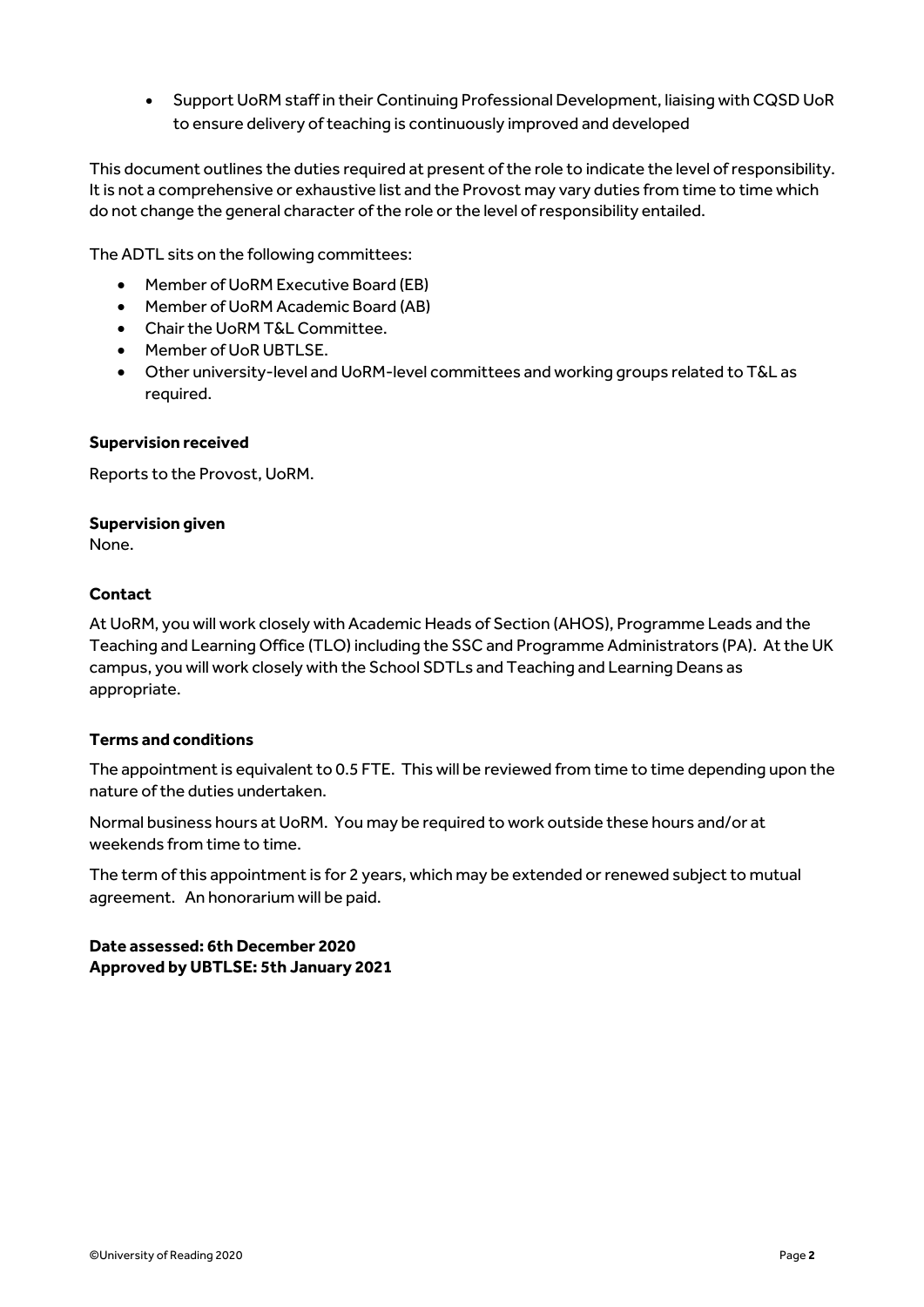- Support UoRM staff in their Continuing Professional Development, liaising with CQSD UoR to ensure delivery of teaching is continuously improved and developed

This document outlines the duties required at present of the role to indicate the level of responsibility. It is not a comprehensive or exhaustive list and the Provost may vary duties from time to time which do not change the general character of the role or the level of responsibility entailed.

The ADTL sits on the following committees:

- Member of UoRM Executive Board (EB)
- Member of UoRM Academic Board (AB)
- Chair the UoRM T&L Committee.
- Member of UoR UBTLSE.
- Other university-level and UoRM-level committees and working groups related to T&L as required.

**Supervision received**

Reports to the Provost, UoRM.

**Supervision given**

None.

**Contact**

At UoRM, you will work closely with Academic Heads of Section (AHOS), Programme Leads and the Teaching and Learning Office (TLO) including the SSC and Programme Administrators (PA). At the UK campus, you will work closely with the School SDTLs and Teaching and Learning Deans as appropriate.

**Terms and conditions**

The appointment is equivalent to 0.5 FTE. This will be reviewed from time to time depending upon the nature of the duties undertaken.

Normal business hours at UoRM. You may be required to work outside these hours and/or at weekends from time to time.

The term of this appointment is for 2 years, which may be extended or renewed subject to mutual agreement. An honorarium will be paid.

**Date assessed: 6th December 2020**
**Approved by UBTLSE: 5th January 2021**

©University of Reading 2020